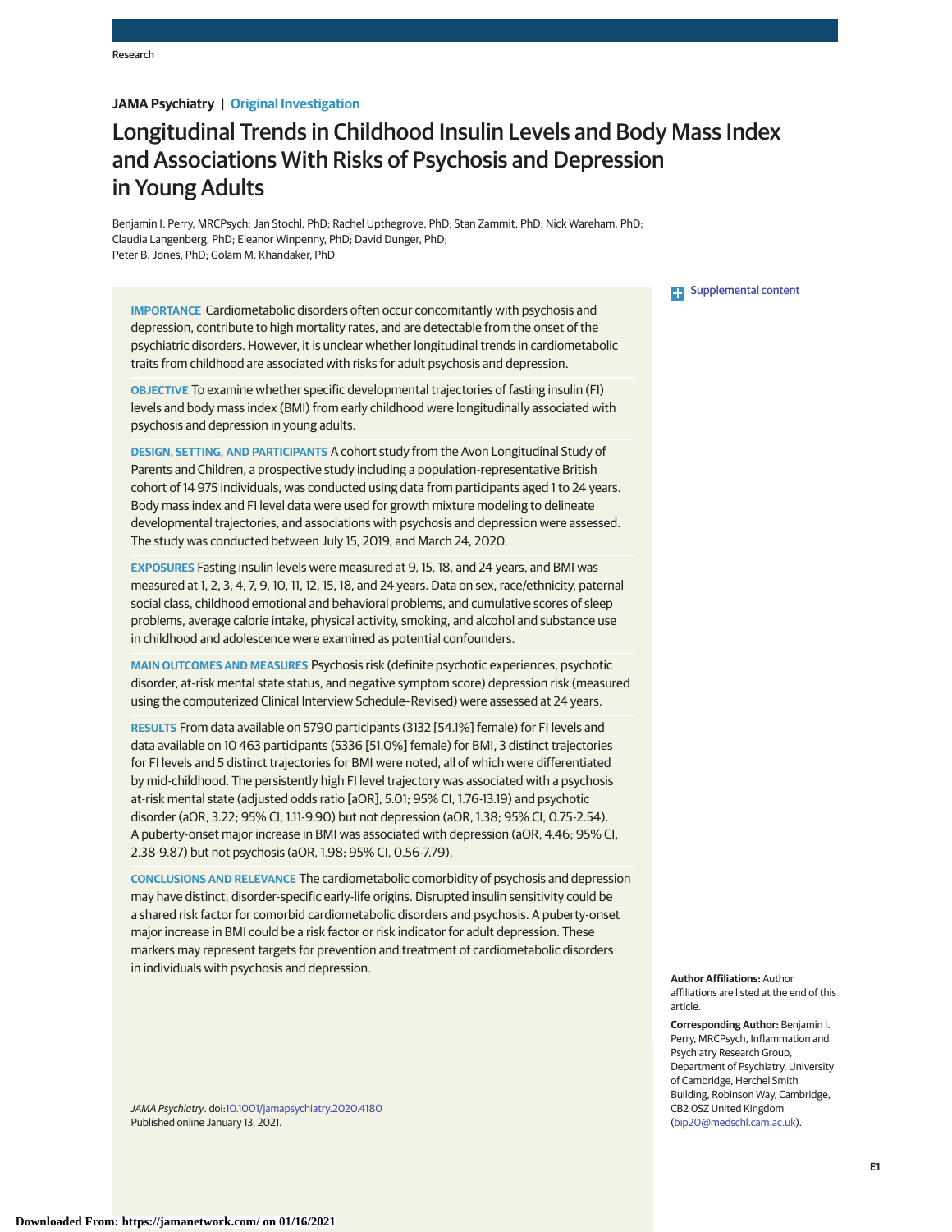Research

**JAMA Psychiatry | Original Investigation**

# Longitudinal Trends in Childhood Insulin Levels and Body Mass Index and Associations With Risks of Psychosis and Depression in Young Adults

Benjamin I. Perry, MRCPsych; Jan Stochl, PhD; Rachel Upthegrove, PhD; Stan Zammit, PhD; Nick Wareham, PhD; Claudia Langenberg, PhD; Eleanor Winpenny, PhD; David Dunger, PhD; Peter B. Jones, PhD; Golam M. Khandaker, PhD

Supplemental content

**IMPORTANCE** Cardiometabolic disorders often occur concomitantly with psychosis and depression, contribute to high mortality rates, and are detectable from the onset of the psychiatric disorders. However, it is unclear whether longitudinal trends in cardiometabolic traits from childhood are associated with risks for adult psychosis and depression.

**OBJECTIVE** To examine whether specific developmental trajectories of fasting insulin (FI) levels and body mass index (BMI) from early childhood were longitudinally associated with psychosis and depression in young adults.

**DESIGN, SETTING, AND PARTICIPANTS** A cohort study from the Avon Longitudinal Study of Parents and Children, a prospective study including a population-representative British cohort of 14 975 individuals, was conducted using data from participants aged 1 to 24 years. Body mass index and FI level data were used for growth mixture modeling to delineate developmental trajectories, and associations with psychosis and depression were assessed. The study was conducted between July 15, 2019, and March 24, 2020.

**EXPOSURES** Fasting insulin levels were measured at 9, 15, 18, and 24 years, and BMI was measured at 1, 2, 3, 4, 7, 9, 10, 11, 12, 15, 18, and 24 years. Data on sex, race/ethnicity, paternal social class, childhood emotional and behavioral problems, and cumulative scores of sleep problems, average calorie intake, physical activity, smoking, and alcohol and substance use in childhood and adolescence were examined as potential confounders.

**MAIN OUTCOMES AND MEASURES** Psychosis risk (definite psychotic experiences, psychotic disorder, at-risk mental state status, and negative symptom score) depression risk (measured using the computerized Clinical Interview Schedule–Revised) were assessed at 24 years.

**RESULTS** From data available on 5790 participants (3132 [54.1%] female) for FI levels and data available on 10 463 participants (5336 [51.0%] female) for BMI, 3 distinct trajectories for FI levels and 5 distinct trajectories for BMI were noted, all of which were differentiated by mid-childhood. The persistently high FI level trajectory was associated with a psychosis at-risk mental state (adjusted odds ratio [aOR], 5.01; 95% CI, 1.76-13.19) and psychotic disorder (aOR, 3.22; 95% CI, 1.11-9.90) but not depression (aOR, 1.38; 95% CI, 0.75-2.54). A puberty-onset major increase in BMI was associated with depression (aOR, 4.46; 95% CI, 2.38-9.87) but not psychosis (aOR, 1.98; 95% CI, 0.56-7.79).

**CONCLUSIONS AND RELEVANCE** The cardiometabolic comorbidity of psychosis and depression may have distinct, disorder-specific early-life origins. Disrupted insulin sensitivity could be a shared risk factor for comorbid cardiometabolic disorders and psychosis. A puberty-onset major increase in BMI could be a risk factor or risk indicator for adult depression. These markers may represent targets for prevention and treatment of cardiometabolic disorders in individuals with psychosis and depression.

*JAMA Psychiatry*. doi:10.1001/jamapsychiatry.2020.4180
Published online January 13, 2021.

**Author Affiliations:** Author affiliations are listed at the end of this article.

**Corresponding Author:** Benjamin I. Perry, MRCPsych, Inflammation and Psychiatry Research Group, Department of Psychiatry, University of Cambridge, Herchel Smith Building, Robinson Way, Cambridge, CB2 0SZ United Kingdom (bip20@medschl.cam.ac.uk).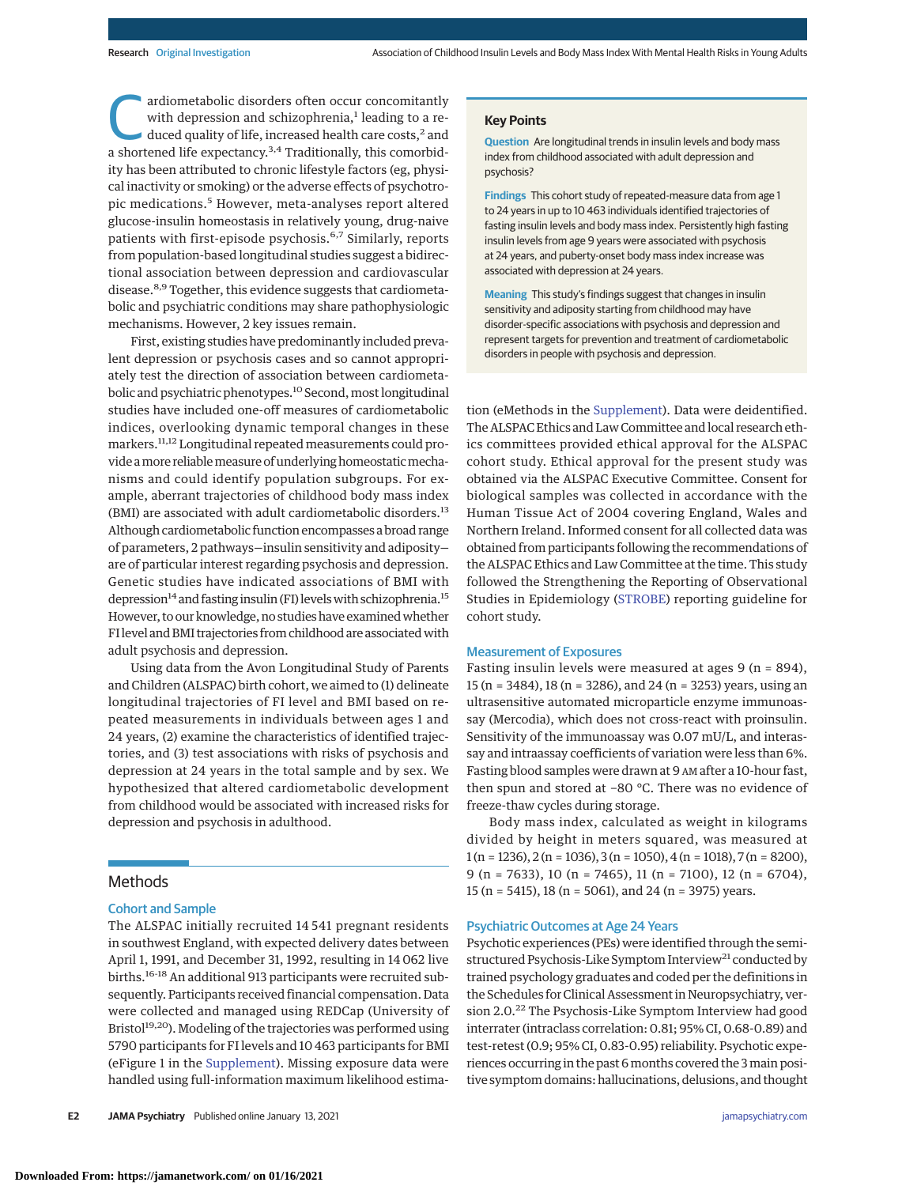Cardiometabolic disorders often occur concomitantly with depression and schizophrenia,[1] leading to a reduced quality of life, increased health care costs,[2] and a shortened life expectancy.[3,4] Traditionally, this comorbidity has been attributed to chronic lifestyle factors (eg, physical inactivity or smoking) or the adverse effects of psychotropic medications.[5] However, meta-analyses report altered glucose-insulin homeostasis in relatively young, drug-naive patients with first-episode psychosis.[6,7] Similarly, reports from population-based longitudinal studies suggest a bidirectional association between depression and cardiovascular disease.[8,9] Together, this evidence suggests that cardiometabolic and psychiatric conditions may share pathophysiologic mechanisms. However, 2 key issues remain.

First, existing studies have predominantly included prevalent depression or psychosis cases and so cannot appropriately test the direction of association between cardiometabolic and psychiatric phenotypes.[10] Second, most longitudinal studies have included one-off measures of cardiometabolic indices, overlooking dynamic temporal changes in these markers.[11,12] Longitudinal repeated measurements could provide a more reliable measure of underlying homeostatic mechanisms and could identify population subgroups. For example, aberrant trajectories of childhood body mass index (BMI) are associated with adult cardiometabolic disorders.[13] Although cardiometabolic function encompasses a broad range of parameters, 2 pathways—insulin sensitivity and adiposity—are of particular interest regarding psychosis and depression. Genetic studies have indicated associations of BMI with depression[14] and fasting insulin (FI) levels with schizophrenia.[15] However, to our knowledge, no studies have examined whether FI level and BMI trajectories from childhood are associated with adult psychosis and depression.

Using data from the Avon Longitudinal Study of Parents and Children (ALSPAC) birth cohort, we aimed to (1) delineate longitudinal trajectories of FI level and BMI based on repeated measurements in individuals between ages 1 and 24 years, (2) examine the characteristics of identified trajectories, and (3) test associations with risks of psychosis and depression at 24 years in the total sample and by sex. We hypothesized that altered cardiometabolic development from childhood would be associated with increased risks for depression and psychosis in adulthood.

> **Key Points**
>
> **Question** Are longitudinal trends in insulin levels and body mass index from childhood associated with adult depression and psychosis?
>
> **Findings** This cohort study of repeated-measure data from age 1 to 24 years in up to 10 463 individuals identified trajectories of fasting insulin levels and body mass index. Persistently high fasting insulin levels from age 9 years were associated with psychosis at 24 years, and puberty-onset body mass index increase was associated with depression at 24 years.
>
> **Meaning** This study's findings suggest that changes in insulin sensitivity and adiposity starting from childhood may have disorder-specific associations with psychosis and depression and represent targets for prevention and treatment of cardiometabolic disorders in people with psychosis and depression.

## Methods

### Cohort and Sample

The ALSPAC initially recruited 14 541 pregnant residents in southwest England, with expected delivery dates between April 1, 1991, and December 31, 1992, resulting in 14 062 live births.[16-18] An additional 913 participants were recruited subsequently. Participants received financial compensation. Data were collected and managed using REDCap (University of Bristol[19,20]). Modeling of the trajectories was performed using 5790 participants for FI levels and 10 463 participants for BMI (eFigure 1 in the Supplement). Missing exposure data were handled using full-information maximum likelihood estimation (eMethods in the Supplement). Data were deidentified. The ALSPAC Ethics and Law Committee and local research ethics committees provided ethical approval for the ALSPAC cohort study. Ethical approval for the present study was obtained via the ALSPAC Executive Committee. Consent for biological samples was collected in accordance with the Human Tissue Act of 2004 covering England, Wales and Northern Ireland. Informed consent for all collected data was obtained from participants following the recommendations of the ALSPAC Ethics and Law Committee at the time. This study followed the Strengthening the Reporting of Observational Studies in Epidemiology (STROBE) reporting guideline for cohort study.

### Measurement of Exposures

Fasting insulin levels were measured at ages 9 (n = 894), 15 (n = 3484), 18 (n = 3286), and 24 (n = 3253) years, using an ultrasensitive automated microparticle enzyme immunoassay (Mercodia), which does not cross-react with proinsulin. Sensitivity of the immunoassay was 0.07 mU/L, and interassay and intraassay coefficients of variation were less than 6%. Fasting blood samples were drawn at 9 AM after a 10-hour fast, then spun and stored at −80 °C. There was no evidence of freeze-thaw cycles during storage.

Body mass index, calculated as weight in kilograms divided by height in meters squared, was measured at 1 (n = 1236), 2 (n = 1036), 3 (n = 1050), 4 (n = 1018), 7 (n = 8200), 9 (n = 7633), 10 (n = 7465), 11 (n = 7100), 12 (n = 6704), 15 (n = 5415), 18 (n = 5061), and 24 (n = 3975) years.

### Psychiatric Outcomes at Age 24 Years

Psychotic experiences (PEs) were identified through the semistructured Psychosis-Like Symptom Interview[21] conducted by trained psychology graduates and coded per the definitions in the Schedules for Clinical Assessment in Neuropsychiatry, version 2.0.[22] The Psychosis-Like Symptom Interview had good interrater (intraclass correlation: 0.81; 95% CI, 0.68-0.89) and test-retest (0.9; 95% CI, 0.83-0.95) reliability. Psychotic experiences occurring in the past 6 months covered the 3 main positive symptom domains: hallucinations, delusions, and thought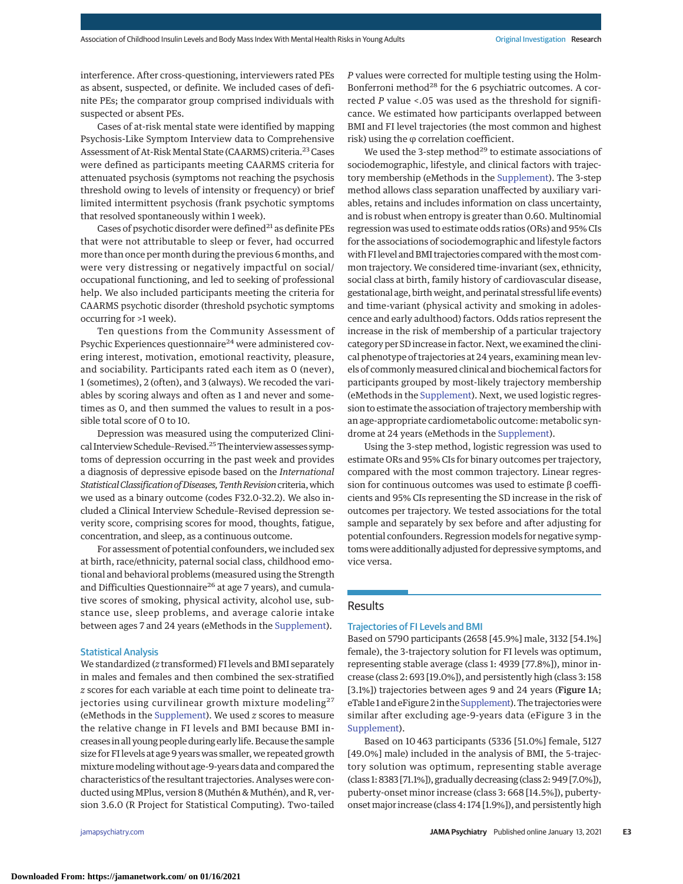interference. After cross-questioning, interviewers rated PEs as absent, suspected, or definite. We included cases of definite PEs; the comparator group comprised individuals with suspected or absent PEs.

Cases of at-risk mental state were identified by mapping Psychosis-Like Symptom Interview data to Comprehensive Assessment of At-Risk Mental State (CAARMS) criteria.[23] Cases were defined as participants meeting CAARMS criteria for attenuated psychosis (symptoms not reaching the psychosis threshold owing to levels of intensity or frequency) or brief limited intermittent psychosis (frank psychotic symptoms that resolved spontaneously within 1 week).

Cases of psychotic disorder were defined[21] as definite PEs that were not attributable to sleep or fever, had occurred more than once per month during the previous 6 months, and were very distressing or negatively impactful on social/occupational functioning, and led to seeking of professional help. We also included participants meeting the criteria for CAARMS psychotic disorder (threshold psychotic symptoms occurring for >1 week).

Ten questions from the Community Assessment of Psychic Experiences questionnaire[24] were administered covering interest, motivation, emotional reactivity, pleasure, and sociability. Participants rated each item as 0 (never), 1 (sometimes), 2 (often), and 3 (always). We recoded the variables by scoring always and often as 1 and never and sometimes as 0, and then summed the values to result in a possible total score of 0 to 10.

Depression was measured using the computerized Clinical Interview Schedule-Revised.[25] The interview assesses symptoms of depression occurring in the past week and provides a diagnosis of depressive episode based on the *International Statistical Classification of Diseases, Tenth Revision* criteria, which we used as a binary outcome (codes F32.0-32.2). We also included a Clinical Interview Schedule-Revised depression severity score, comprising scores for mood, thoughts, fatigue, concentration, and sleep, as a continuous outcome.

For assessment of potential confounders, we included sex at birth, race/ethnicity, paternal social class, childhood emotional and behavioral problems (measured using the Strength and Difficulties Questionnaire[26] at age 7 years), and cumulative scores of smoking, physical activity, alcohol use, substance use, sleep problems, and average calorie intake between ages 7 and 24 years (eMethods in the Supplement).

### Statistical Analysis

We standardized (*z* transformed) FI levels and BMI separately in males and females and then combined the sex-stratified *z* scores for each variable at each time point to delineate trajectories using curvilinear growth mixture modeling[27] (eMethods in the Supplement). We used *z* scores to measure the relative change in FI levels and BMI because BMI increases in all young people during early life. Because the sample size for FI levels at age 9 years was smaller, we repeated growth mixture modeling without age-9-years data and compared the characteristics of the resultant trajectories. Analyses were conducted using MPlus, version 8 (Muthén & Muthén), and R, version 3.6.0 (R Project for Statistical Computing). Two-tailed *P* values were corrected for multiple testing using the Holm-Bonferroni method[28] for the 6 psychiatric outcomes. A corrected *P* value <.05 was used as the threshold for significance. We estimated how participants overlapped between BMI and FI level trajectories (the most common and highest risk) using the φ correlation coefficient.

We used the 3-step method[29] to estimate associations of sociodemographic, lifestyle, and clinical factors with trajectory membership (eMethods in the Supplement). The 3-step method allows class separation unaffected by auxiliary variables, retains and includes information on class uncertainty, and is robust when entropy is greater than 0.60. Multinomial regression was used to estimate odds ratios (ORs) and 95% CIs for the associations of sociodemographic and lifestyle factors with FI level and BMI trajectories compared with the most common trajectory. We considered time-invariant (sex, ethnicity, social class at birth, family history of cardiovascular disease, gestational age, birth weight, and perinatal stressful life events) and time-variant (physical activity and smoking in adolescence and early adulthood) factors. Odds ratios represent the increase in the risk of membership of a particular trajectory category per SD increase in factor. Next, we examined the clinical phenotype of trajectories at 24 years, examining mean levels of commonly measured clinical and biochemical factors for participants grouped by most-likely trajectory membership (eMethods in the Supplement). Next, we used logistic regression to estimate the association of trajectory membership with an age-appropriate cardiometabolic outcome: metabolic syndrome at 24 years (eMethods in the Supplement).

Using the 3-step method, logistic regression was used to estimate ORs and 95% CIs for binary outcomes per trajectory, compared with the most common trajectory. Linear regression for continuous outcomes was used to estimate β coefficients and 95% CIs representing the SD increase in the risk of outcomes per trajectory. We tested associations for the total sample and separately by sex before and after adjusting for potential confounders. Regression models for negative symptoms were additionally adjusted for depressive symptoms, and vice versa.

## Results

### Trajectories of FI Levels and BMI

Based on 5790 participants (2658 [45.9%] male, 3132 [54.1%] female), the 3-trajectory solution for FI levels was optimum, representing stable average (class 1: 4939 [77.8%]), minor increase (class 2: 693 [19.0%]), and persistently high (class 3: 158 [3.1%]) trajectories between ages 9 and 24 years (**Figure 1**A; eTable 1 and eFigure 2 in the Supplement). The trajectories were similar after excluding age-9-years data (eFigure 3 in the Supplement).

Based on 10 463 participants (5336 [51.0%] female, 5127 [49.0%] male) included in the analysis of BMI, the 5-trajectory solution was optimum, representing stable average (class 1: 8383 [71.1%]), gradually decreasing (class 2: 949 [7.0%]), puberty-onset minor increase (class 3: 668 [14.5%]), puberty-onset major increase (class 4: 174 [1.9%]), and persistently high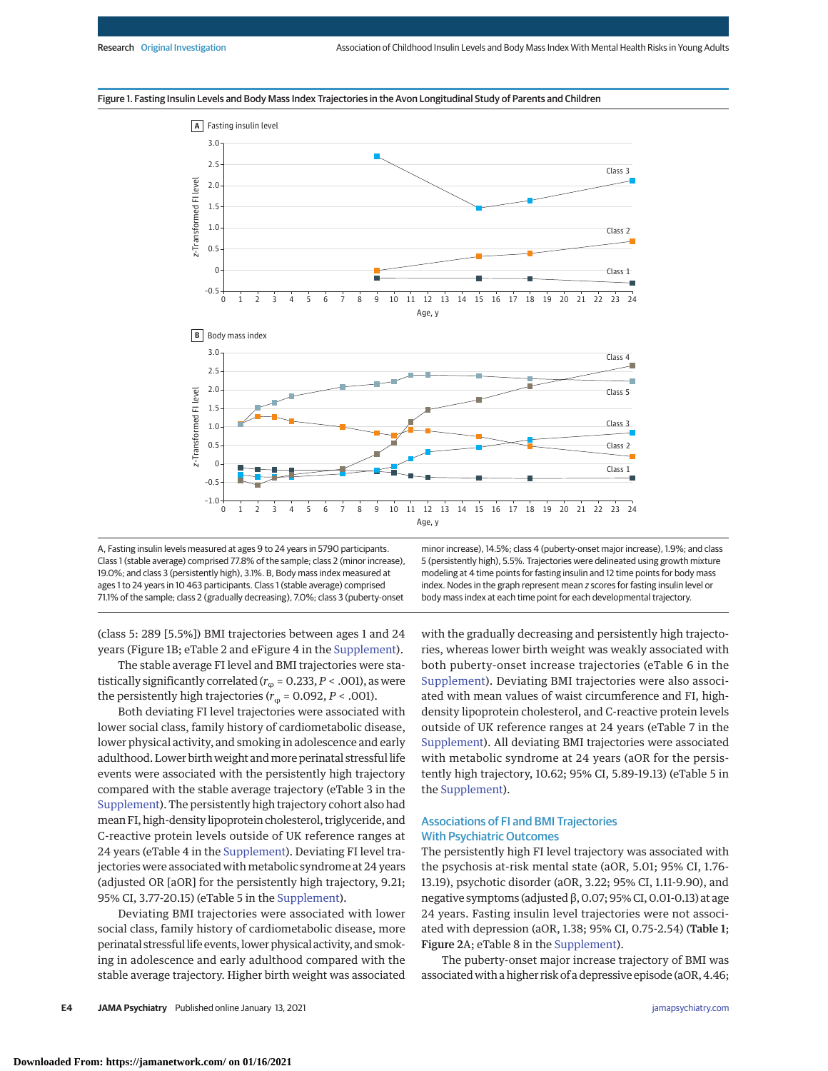Figure 1. Fasting Insulin Levels and Body Mass Index Trajectories in the Avon Longitudinal Study of Parents and Children

A, Fasting insulin levels measured at ages 9 to 24 years in 5790 participants. Class 1 (stable average) comprised 77.8% of the sample; class 2 (minor increase), 19.0%; and class 3 (persistently high), 3.1%. B, Body mass index measured at ages 1 to 24 years in 10 463 participants. Class 1 (stable average) comprised 71.1% of the sample; class 2 (gradually decreasing), 7.0%; class 3 (puberty-onset minor increase), 14.5%; class 4 (puberty-onset major increase), 1.9%; and class 5 (persistently high), 5.5%. Trajectories were delineated using growth mixture modeling at 4 time points for fasting insulin and 12 time points for body mass index. Nodes in the graph represent mean *z* scores for fasting insulin level or body mass index at each time point for each developmental trajectory.

(class 5: 289 [5.5%]) BMI trajectories between ages 1 and 24 years (Figure 1B; eTable 2 and eFigure 4 in the Supplement).

The stable average FI level and BMI trajectories were statistically significantly correlated ($r_\varphi$ = 0.233, *P* < .001), as were the persistently high trajectories ($r_\varphi$ = 0.092, *P* < .001).

Both deviating FI level trajectories were associated with lower social class, family history of cardiometabolic disease, lower physical activity, and smoking in adolescence and early adulthood. Lower birth weight and more perinatal stressful life events were associated with the persistently high trajectory compared with the stable average trajectory (eTable 3 in the Supplement). The persistently high trajectory cohort also had mean FI, high-density lipoprotein cholesterol, triglyceride, and C-reactive protein levels outside of UK reference ranges at 24 years (eTable 4 in the Supplement). Deviating FI level trajectories were associated with metabolic syndrome at 24 years (adjusted OR [aOR] for the persistently high trajectory, 9.21; 95% CI, 3.77-20.15) (eTable 5 in the Supplement).

Deviating BMI trajectories were associated with lower social class, family history of cardiometabolic disease, more perinatal stressful life events, lower physical activity, and smoking in adolescence and early adulthood compared with the stable average trajectory. Higher birth weight was associated with the gradually decreasing and persistently high trajectories, whereas lower birth weight was weakly associated with both puberty-onset increase trajectories (eTable 6 in the Supplement). Deviating BMI trajectories were also associated with mean values of waist circumference and FI, high-density lipoprotein cholesterol, and C-reactive protein levels outside of UK reference ranges at 24 years (eTable 7 in the Supplement). All deviating BMI trajectories were associated with metabolic syndrome at 24 years (aOR for the persistently high trajectory, 10.62; 95% CI, 5.89-19.13) (eTable 5 in the Supplement).

## Associations of FI and BMI Trajectories With Psychiatric Outcomes

The persistently high FI level trajectory was associated with the psychosis at-risk mental state (aOR, 5.01; 95% CI, 1.76-13.19), psychotic disorder (aOR, 3.22; 95% CI, 1.11-9.90), and negative symptoms (adjusted β, 0.07; 95% CI, 0.01-0.13) at age 24 years. Fasting insulin level trajectories were not associated with depression (aOR, 1.38; 95% CI, 0.75-2.54) (**Table 1**; **Figure 2**A; eTable 8 in the Supplement).

The puberty-onset major increase trajectory of BMI was associated with a higher risk of a depressive episode (aOR, 4.46;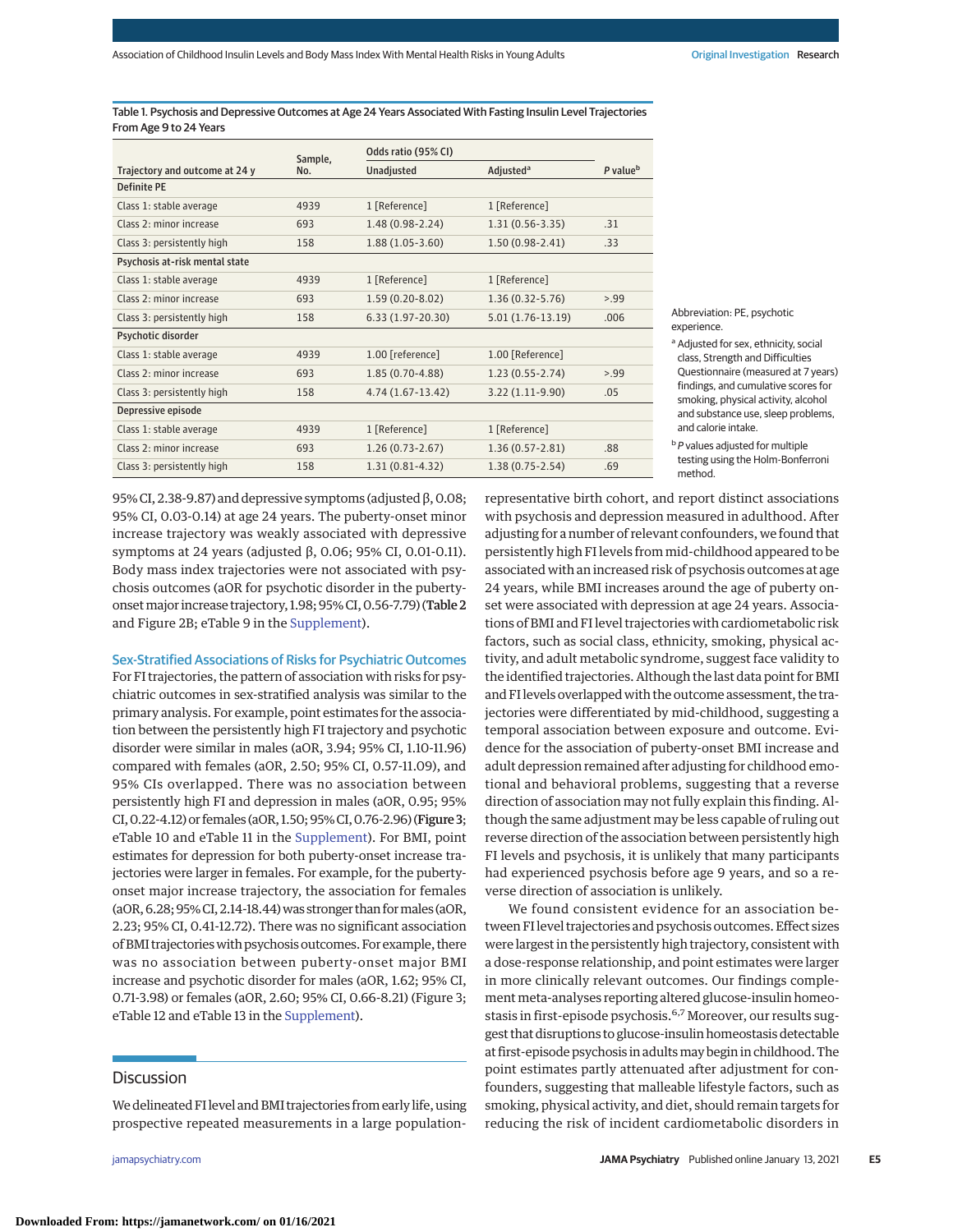Table 1. Psychosis and Depressive Outcomes at Age 24 Years Associated With Fasting Insulin Level Trajectories From Age 9 to 24 Years

| Trajectory and outcome at 24 y | Sample, No. | Odds ratio (95% CI) | | P value[b] |
|---|---|---|---|---|
| | | Unadjusted | Adjusted[a] | |
| **Definite PE** | | | | |
| Class 1: stable average | 4939 | 1 [Reference] | 1 [Reference] | |
| Class 2: minor increase | 693 | 1.48 (0.98-2.24) | 1.31 (0.56-3.35) | .31 |
| Class 3: persistently high | 158 | 1.88 (1.05-3.60) | 1.50 (0.98-2.41) | .33 |
| **Psychosis at-risk mental state** | | | | |
| Class 1: stable average | 4939 | 1 [Reference] | 1 [Reference] | |
| Class 2: minor increase | 693 | 1.59 (0.20-8.02) | 1.36 (0.32-5.76) | >.99 |
| Class 3: persistently high | 158 | 6.33 (1.97-20.30) | 5.01 (1.76-13.19) | .006 |
| **Psychotic disorder** | | | | |
| Class 1: stable average | 4939 | 1.00 [reference] | 1.00 [Reference] | |
| Class 2: minor increase | 693 | 1.85 (0.70-4.88) | 1.23 (0.55-2.74) | >.99 |
| Class 3: persistently high | 158 | 4.74 (1.67-13.42) | 3.22 (1.11-9.90) | .05 |
| **Depressive episode** | | | | |
| Class 1: stable average | 4939 | 1 [Reference] | 1 [Reference] | |
| Class 2: minor increase | 693 | 1.26 (0.73-2.67) | 1.36 (0.57-2.81) | .88 |
| Class 3: persistently high | 158 | 1.31 (0.81-4.32) | 1.38 (0.75-2.54) | .69 |

Abbreviation: PE, psychotic experience.

[a] Adjusted for sex, ethnicity, social class, Strength and Difficulties Questionnaire (measured at 7 years) findings, and cumulative scores for smoking, physical activity, alcohol and substance use, sleep problems, and calorie intake.

[b] P values adjusted for multiple testing using the Holm-Bonferroni method.

95% CI, 2.38-9.87) and depressive symptoms (adjusted β, 0.08; 95% CI, 0.03-0.14) at age 24 years. The puberty-onset minor increase trajectory was weakly associated with depressive symptoms at 24 years (adjusted β, 0.06; 95% CI, 0.01-0.11). Body mass index trajectories were not associated with psychosis outcomes (aOR for psychotic disorder in the puberty-onset major increase trajectory, 1.98; 95% CI, 0.56-7.79) (**Table 2** and Figure 2B; eTable 9 in the Supplement).

### Sex-Stratified Associations of Risks for Psychiatric Outcomes

For FI trajectories, the pattern of association with risks for psychiatric outcomes in sex-stratified analysis was similar to the primary analysis. For example, point estimates for the association between the persistently high FI trajectory and psychotic disorder were similar in males (aOR, 3.94; 95% CI, 1.10-11.96) compared with females (aOR, 2.50; 95% CI, 0.57-11.09), and 95% CIs overlapped. There was no association between persistently high FI and depression in males (aOR, 0.95; 95% CI, 0.22-4.12) or females (aOR, 1.50; 95% CI, 0.76-2.96) (**Figure 3**; eTable 10 and eTable 11 in the Supplement). For BMI, point estimates for depression for both puberty-onset increase trajectories were larger in females. For example, for the puberty-onset major increase trajectory, the association for females (aOR, 6.28; 95% CI, 2.14-18.44) was stronger than for males (aOR, 2.23; 95% CI, 0.41-12.72). There was no significant association of BMI trajectories with psychosis outcomes. For example, there was no association between puberty-onset major BMI increase and psychotic disorder for males (aOR, 1.62; 95% CI, 0.71-3.98) or females (aOR, 2.60; 95% CI, 0.66-8.21) (Figure 3; eTable 12 and eTable 13 in the Supplement).

## Discussion

We delineated FI level and BMI trajectories from early life, using prospective repeated measurements in a large population-representative birth cohort, and report distinct associations with psychosis and depression measured in adulthood. After adjusting for a number of relevant confounders, we found that persistently high FI levels from mid-childhood appeared to be associated with an increased risk of psychosis outcomes at age 24 years, while BMI increases around the age of puberty onset were associated with depression at age 24 years. Associations of BMI and FI level trajectories with cardiometabolic risk factors, such as social class, ethnicity, smoking, physical activity, and adult metabolic syndrome, suggest face validity to the identified trajectories. Although the last data point for BMI and FI levels overlapped with the outcome assessment, the trajectories were differentiated by mid-childhood, suggesting a temporal association between exposure and outcome. Evidence for the association of puberty-onset BMI increase and adult depression remained after adjusting for childhood emotional and behavioral problems, suggesting that a reverse direction of association may not fully explain this finding. Although the same adjustment may be less capable of ruling out reverse direction of the association between persistently high FI levels and psychosis, it is unlikely that many participants had experienced psychosis before age 9 years, and so a reverse direction of association is unlikely.

We found consistent evidence for an association between FI level trajectories and psychosis outcomes. Effect sizes were largest in the persistently high trajectory, consistent with a dose-response relationship, and point estimates were larger in more clinically relevant outcomes. Our findings complement meta-analyses reporting altered glucose-insulin homeostasis in first-episode psychosis.[6,7] Moreover, our results suggest that disruptions to glucose-insulin homeostasis detectable at first-episode psychosis in adults may begin in childhood. The point estimates partly attenuated after adjustment for confounders, suggesting that malleable lifestyle factors, such as smoking, physical activity, and diet, should remain targets for reducing the risk of incident cardiometabolic disorders in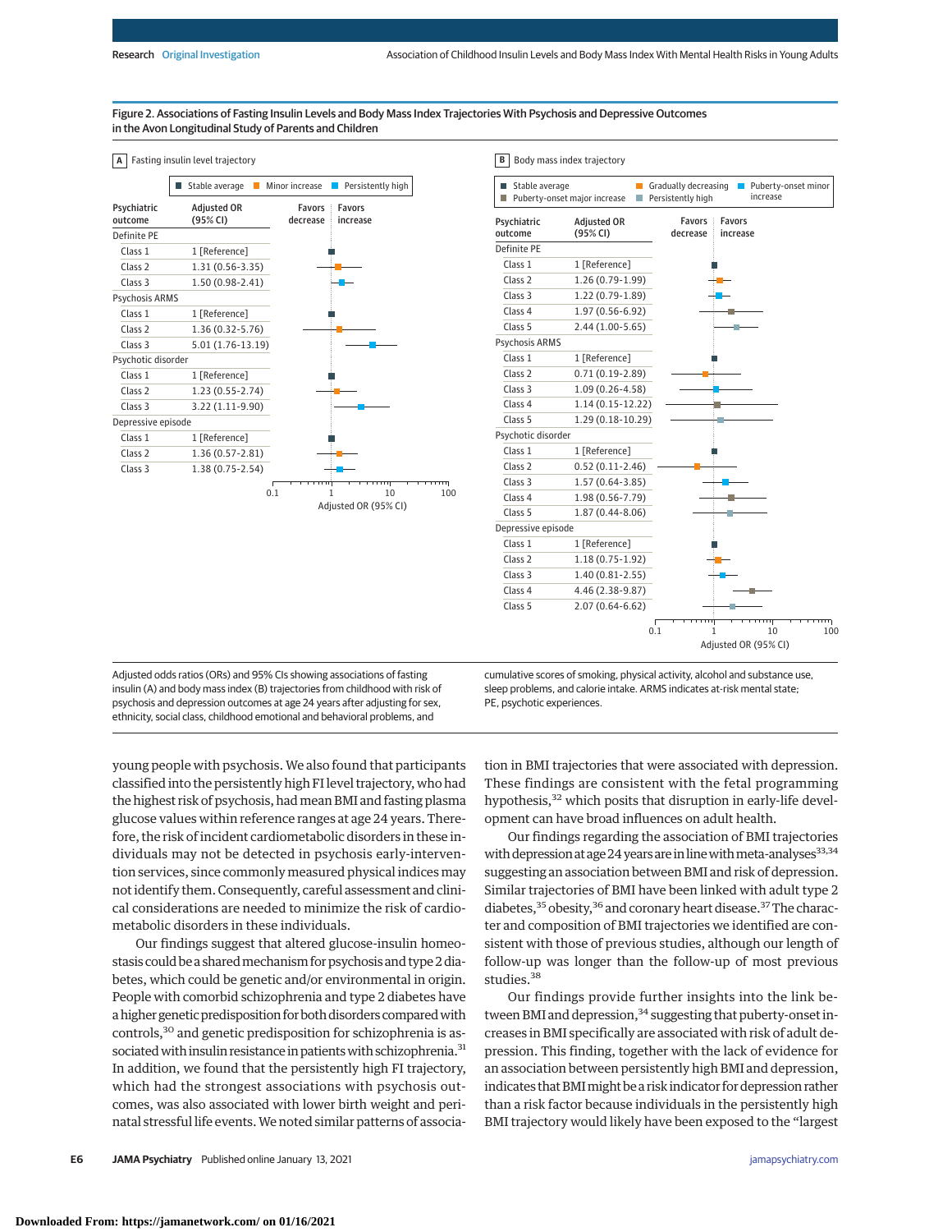Figure 2. Associations of Fasting Insulin Levels and Body Mass Index Trajectories With Psychosis and Depressive Outcomes in the Avon Longitudinal Study of Parents and Children

**A** Fasting insulin level trajectory

Stable average | Minor increase | Persistently high

| Psychiatric outcome | Adjusted OR (95% CI) |
|---|---|
| **Definite PE** | |
| Class 1 | 1 [Reference] |
| Class 2 | 1.31 (0.56-3.35) |
| Class 3 | 1.50 (0.98-2.41) |
| **Psychosis ARMS** | |
| Class 1 | 1 [Reference] |
| Class 2 | 1.36 (0.32-5.76) |
| Class 3 | 5.01 (1.76-13.19) |
| **Psychotic disorder** | |
| Class 1 | 1 [Reference] |
| Class 2 | 1.23 (0.55-2.74) |
| Class 3 | 3.22 (1.11-9.90) |
| **Depressive episode** | |
| Class 1 | 1 [Reference] |
| Class 2 | 1.36 (0.57-2.81) |
| Class 3 | 1.38 (0.75-2.54) |

**B** Body mass index trajectory

Stable average | Gradually decreasing | Puberty-onset minor increase | Puberty-onset major increase | Persistently high

| Psychiatric outcome | Adjusted OR (95% CI) |
|---|---|
| **Definite PE** | |
| Class 1 | 1 [Reference] |
| Class 2 | 1.26 (0.79-1.99) |
| Class 3 | 1.22 (0.79-1.89) |
| Class 4 | 1.97 (0.56-6.92) |
| Class 5 | 2.44 (1.00-5.65) |
| **Psychosis ARMS** | |
| Class 1 | 1 [Reference] |
| Class 2 | 0.71 (0.19-2.89) |
| Class 3 | 1.09 (0.26-4.58) |
| Class 4 | 1.14 (0.15-12.22) |
| Class 5 | 1.29 (0.18-10.29) |
| **Psychotic disorder** | |
| Class 1 | 1 [Reference] |
| Class 2 | 0.52 (0.11-2.46) |
| Class 3 | 1.57 (0.64-3.85) |
| Class 4 | 1.98 (0.56-7.79) |
| Class 5 | 1.87 (0.44-8.06) |
| **Depressive episode** | |
| Class 1 | 1 [Reference] |
| Class 2 | 1.18 (0.75-1.92) |
| Class 3 | 1.40 (0.81-2.55) |
| Class 4 | 4.46 (2.38-9.87) |
| Class 5 | 2.07 (0.64-6.62) |

Adjusted odds ratios (ORs) and 95% CIs showing associations of fasting insulin (A) and body mass index (B) trajectories from childhood with risk of psychosis and depression outcomes at age 24 years after adjusting for sex, ethnicity, social class, childhood emotional and behavioral problems, and cumulative scores of smoking, physical activity, alcohol and substance use, sleep problems, and calorie intake. ARMS indicates at-risk mental state; PE, psychotic experiences.

young people with psychosis. We also found that participants classified into the persistently high FI level trajectory, who had the highest risk of psychosis, had mean BMI and fasting plasma glucose values within reference ranges at age 24 years. Therefore, the risk of incident cardiometabolic disorders in these individuals may not be detected in psychosis early-intervention services, since commonly measured physical indices may not identify them. Consequently, careful assessment and clinical considerations are needed to minimize the risk of cardiometabolic disorders in these individuals.

Our findings suggest that altered glucose-insulin homeostasis could be a shared mechanism for psychosis and type 2 diabetes, which could be genetic and/or environmental in origin. People with comorbid schizophrenia and type 2 diabetes have a higher genetic predisposition for both disorders compared with controls,[30] and genetic predisposition for schizophrenia is associated with insulin resistance in patients with schizophrenia.[31] In addition, we found that the persistently high FI trajectory, which had the strongest associations with psychosis outcomes, was also associated with lower birth weight and perinatal stressful life events. We noted similar patterns of association in BMI trajectories that were associated with depression. These findings are consistent with the fetal programming hypothesis,[32] which posits that disruption in early-life development can have broad influences on adult health.

Our findings regarding the association of BMI trajectories with depression at age 24 years are in line with meta-analyses[33,34] suggesting an association between BMI and risk of depression. Similar trajectories of BMI have been linked with adult type 2 diabetes,[35] obesity,[36] and coronary heart disease.[37] The character and composition of BMI trajectories we identified are consistent with those of previous studies, although our length of follow-up was longer than the follow-up of most previous studies.[38]

Our findings provide further insights into the link between BMI and depression,[34] suggesting that puberty-onset increases in BMI specifically are associated with risk of adult depression. This finding, together with the lack of evidence for an association between persistently high BMI and depression, indicates that BMI might be a risk indicator for depression rather than a risk factor because individuals in the persistently high BMI trajectory would likely have been exposed to the "largest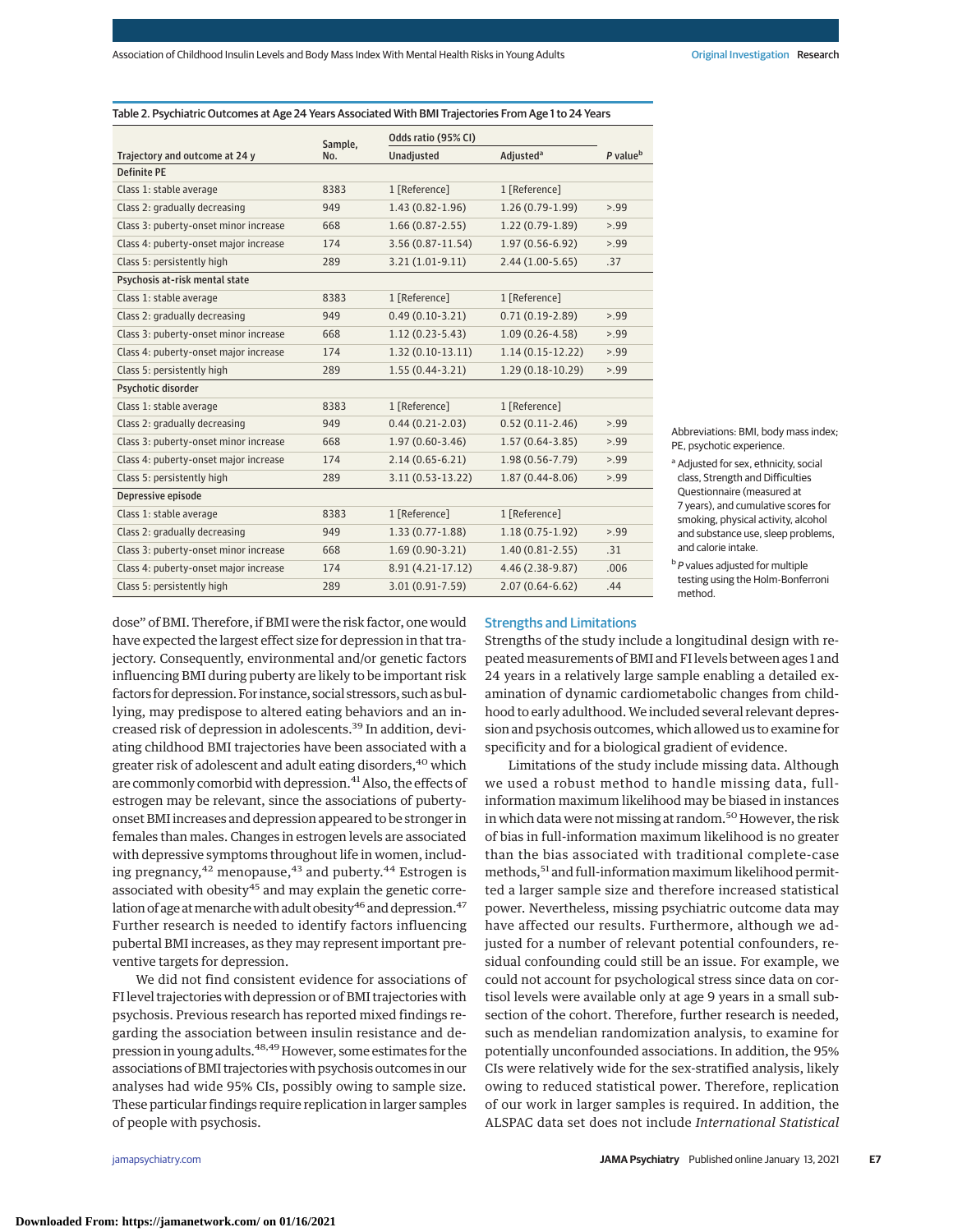Table 2. Psychiatric Outcomes at Age 24 Years Associated With BMI Trajectories From Age 1 to 24 Years

| Trajectory and outcome at 24 y | Sample, No. | Odds ratio (95% CI) | | P value[b] |
|---|---|---|---|---|
| | | Unadjusted | Adjusted[a] | |
| **Definite PE** | | | | |
| Class 1: stable average | 8383 | 1 [Reference] | 1 [Reference] | |
| Class 2: gradually decreasing | 949 | 1.43 (0.82-1.96) | 1.26 (0.79-1.99) | >.99 |
| Class 3: puberty-onset minor increase | 668 | 1.66 (0.87-2.55) | 1.22 (0.79-1.89) | >.99 |
| Class 4: puberty-onset major increase | 174 | 3.56 (0.87-11.54) | 1.97 (0.56-6.92) | >.99 |
| Class 5: persistently high | 289 | 3.21 (1.01-9.11) | 2.44 (1.00-5.65) | .37 |
| **Psychosis at-risk mental state** | | | | |
| Class 1: stable average | 8383 | 1 [Reference] | 1 [Reference] | |
| Class 2: gradually decreasing | 949 | 0.49 (0.10-3.21) | 0.71 (0.19-2.89) | >.99 |
| Class 3: puberty-onset minor increase | 668 | 1.12 (0.23-5.43) | 1.09 (0.26-4.58) | >.99 |
| Class 4: puberty-onset major increase | 174 | 1.32 (0.10-13.11) | 1.14 (0.15-12.22) | >.99 |
| Class 5: persistently high | 289 | 1.55 (0.44-3.21) | 1.29 (0.18-10.29) | >.99 |
| **Psychotic disorder** | | | | |
| Class 1: stable average | 8383 | 1 [Reference] | 1 [Reference] | |
| Class 2: gradually decreasing | 949 | 0.44 (0.21-2.03) | 0.52 (0.11-2.46) | >.99 |
| Class 3: puberty-onset minor increase | 668 | 1.97 (0.60-3.46) | 1.57 (0.64-3.85) | >.99 |
| Class 4: puberty-onset major increase | 174 | 2.14 (0.65-6.21) | 1.98 (0.56-7.79) | >.99 |
| Class 5: persistently high | 289 | 3.11 (0.53-13.22) | 1.87 (0.44-8.06) | >.99 |
| **Depressive episode** | | | | |
| Class 1: stable average | 8383 | 1 [Reference] | 1 [Reference] | |
| Class 2: gradually decreasing | 949 | 1.33 (0.77-1.88) | 1.18 (0.75-1.92) | >.99 |
| Class 3: puberty-onset minor increase | 668 | 1.69 (0.90-3.21) | 1.40 (0.81-2.55) | .31 |
| Class 4: puberty-onset major increase | 174 | 8.91 (4.21-17.12) | 4.46 (2.38-9.87) | .006 |
| Class 5: persistently high | 289 | 3.01 (0.91-7.59) | 2.07 (0.64-6.62) | .44 |

Abbreviations: BMI, body mass index; PE, psychotic experience.

[a] Adjusted for sex, ethnicity, social class, Strength and Difficulties Questionnaire (measured at 7 years), and cumulative scores for smoking, physical activity, alcohol and substance use, sleep problems, and calorie intake.

[b] P values adjusted for multiple testing using the Holm-Bonferroni method.

dose" of BMI. Therefore, if BMI were the risk factor, one would have expected the largest effect size for depression in that trajectory. Consequently, environmental and/or genetic factors influencing BMI during puberty are likely to be important risk factors for depression. For instance, social stressors, such as bullying, may predispose to altered eating behaviors and an increased risk of depression in adolescents.[39] In addition, deviating childhood BMI trajectories have been associated with a greater risk of adolescent and adult eating disorders,[40] which are commonly comorbid with depression.[41] Also, the effects of estrogen may be relevant, since the associations of puberty-onset BMI increases and depression appeared to be stronger in females than males. Changes in estrogen levels are associated with depressive symptoms throughout life in women, including pregnancy,[42] menopause,[43] and puberty.[44] Estrogen is associated with obesity[45] and may explain the genetic correlation of age at menarche with adult obesity[46] and depression.[47] Further research is needed to identify factors influencing pubertal BMI increases, as they may represent important preventive targets for depression.

We did not find consistent evidence for associations of FI level trajectories with depression or of BMI trajectories with psychosis. Previous research has reported mixed findings regarding the association between insulin resistance and depression in young adults.[48,49] However, some estimates for the associations of BMI trajectories with psychosis outcomes in our analyses had wide 95% CIs, possibly owing to sample size. These particular findings require replication in larger samples of people with psychosis.

## Strengths and Limitations

Strengths of the study include a longitudinal design with repeated measurements of BMI and FI levels between ages 1 and 24 years in a relatively large sample enabling a detailed examination of dynamic cardiometabolic changes from childhood to early adulthood. We included several relevant depression and psychosis outcomes, which allowed us to examine for specificity and for a biological gradient of evidence.

Limitations of the study include missing data. Although we used a robust method to handle missing data, full-information maximum likelihood may be biased in instances in which data were not missing at random.[50] However, the risk of bias in full-information maximum likelihood is no greater than the bias associated with traditional complete-case methods,[51] and full-information maximum likelihood permitted a larger sample size and therefore increased statistical power. Nevertheless, missing psychiatric outcome data may have affected our results. Furthermore, although we adjusted for a number of relevant potential confounders, residual confounding could still be an issue. For example, we could not account for psychological stress since data on cortisol levels were available only at age 9 years in a small subsection of the cohort. Therefore, further research is needed, such as mendelian randomization analysis, to examine for potentially unconfounded associations. In addition, the 95% CIs were relatively wide for the sex-stratified analysis, likely owing to reduced statistical power. Therefore, replication of our work in larger samples is required. In addition, the ALSPAC data set does not include *International Statistical*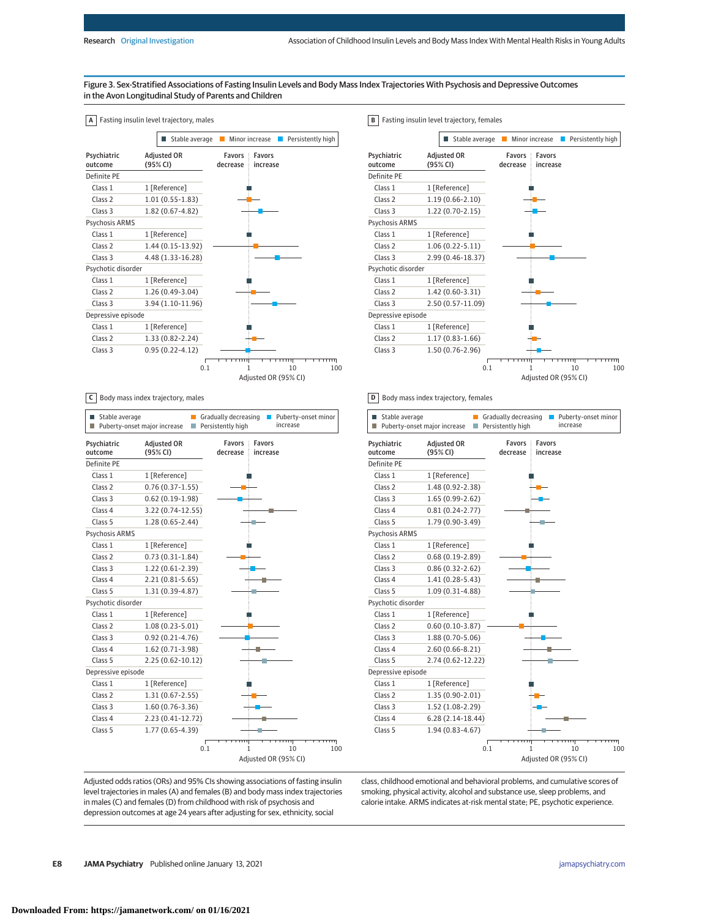Figure 3. Sex-Stratified Associations of Fasting Insulin Levels and Body Mass Index Trajectories With Psychosis and Depressive Outcomes in the Avon Longitudinal Study of Parents and Children

**A** Fasting insulin level trajectory, males

Legend: Stable average; Minor increase; Persistently high

| Psychiatric outcome | Adjusted OR (95% CI) |
|---|---|
| Definite PE | |
| Class 1 | 1 [Reference] |
| Class 2 | 1.01 (0.55-1.83) |
| Class 3 | 1.82 (0.67-4.82) |
| Psychosis ARMS | |
| Class 1 | 1 [Reference] |
| Class 2 | 1.44 (0.15-13.92) |
| Class 3 | 4.48 (1.33-16.28) |
| Psychotic disorder | |
| Class 1 | 1 [Reference] |
| Class 2 | 1.26 (0.49-3.04) |
| Class 3 | 3.94 (1.10-11.96) |
| Depressive episode | |
| Class 1 | 1 [Reference] |
| Class 2 | 1.33 (0.82-2.24) |
| Class 3 | 0.95 (0.22-4.12) |

**B** Fasting insulin level trajectory, females

Legend: Stable average; Minor increase; Persistently high

| Psychiatric outcome | Adjusted OR (95% CI) |
|---|---|
| Definite PE | |
| Class 1 | 1 [Reference] |
| Class 2 | 1.19 (0.66-2.10) |
| Class 3 | 1.22 (0.70-2.15) |
| Psychosis ARMS | |
| Class 1 | 1 [Reference] |
| Class 2 | 1.06 (0.22-5.11) |
| Class 3 | 2.99 (0.46-18.37) |
| Psychotic disorder | |
| Class 1 | 1 [Reference] |
| Class 2 | 1.42 (0.60-3.31) |
| Class 3 | 2.50 (0.57-11.09) |
| Depressive episode | |
| Class 1 | 1 [Reference] |
| Class 2 | 1.17 (0.83-1.66) |
| Class 3 | 1.50 (0.76-2.96) |

**C** Body mass index trajectory, males

Legend: Stable average; Gradually decreasing; Puberty-onset minor increase; Puberty-onset major increase; Persistently high

| Psychiatric outcome | Adjusted OR (95% CI) |
|---|---|
| Definite PE | |
| Class 1 | 1 [Reference] |
| Class 2 | 0.76 (0.37-1.55) |
| Class 3 | 0.62 (0.19-1.98) |
| Class 4 | 3.22 (0.74-12.55) |
| Class 5 | 1.28 (0.65-2.44) |
| Psychosis ARMS | |
| Class 1 | 1 [Reference] |
| Class 2 | 0.73 (0.31-1.84) |
| Class 3 | 1.22 (0.61-2.39) |
| Class 4 | 2.21 (0.81-5.65) |
| Class 5 | 1.31 (0.39-4.87) |
| Psychotic disorder | |
| Class 1 | 1 [Reference] |
| Class 2 | 1.08 (0.23-5.01) |
| Class 3 | 0.92 (0.21-4.76) |
| Class 4 | 1.62 (0.71-3.98) |
| Class 5 | 2.25 (0.62-10.12) |
| Depressive episode | |
| Class 1 | 1 [Reference] |
| Class 2 | 1.31 (0.67-2.55) |
| Class 3 | 1.60 (0.76-3.36) |
| Class 4 | 2.23 (0.41-12.72) |
| Class 5 | 1.77 (0.65-4.39) |

**D** Body mass index trajectory, females

Legend: Stable average; Gradually decreasing; Puberty-onset minor increase; Puberty-onset major increase; Persistently high

| Psychiatric outcome | Adjusted OR (95% CI) |
|---|---|
| Definite PE | |
| Class 1 | 1 [Reference] |
| Class 2 | 1.48 (0.92-2.38) |
| Class 3 | 1.65 (0.99-2.62) |
| Class 4 | 0.81 (0.24-2.77) |
| Class 5 | 1.79 (0.90-3.49) |
| Psychosis ARMS | |
| Class 1 | 1 [Reference] |
| Class 2 | 0.68 (0.19-2.89) |
| Class 3 | 0.86 (0.32-2.62) |
| Class 4 | 1.41 (0.28-5.43) |
| Class 5 | 1.09 (0.31-4.88) |
| Psychotic disorder | |
| Class 1 | 1 [Reference] |
| Class 2 | 0.60 (0.10-3.87) |
| Class 3 | 1.88 (0.70-5.06) |
| Class 4 | 2.60 (0.66-8.21) |
| Class 5 | 2.74 (0.62-12.22) |
| Depressive episode | |
| Class 1 | 1 [Reference] |
| Class 2 | 1.35 (0.90-2.01) |
| Class 3 | 1.52 (1.08-2.29) |
| Class 4 | 6.28 (2.14-18.44) |
| Class 5 | 1.94 (0.83-4.67) |

Forest plot axes: Adjusted OR (95% CI), log scale 0.1 to 100; Favors decrease / Favors increase.

Adjusted odds ratios (ORs) and 95% CIs showing associations of fasting insulin level trajectories in males (A) and females (B) and body mass index trajectories in males (C) and females (D) from childhood with risk of psychosis and depression outcomes at age 24 years after adjusting for sex, ethnicity, social class, childhood emotional and behavioral problems, and cumulative scores of smoking, physical activity, alcohol and substance use, sleep problems, and calorie intake. ARMS indicates at-risk mental state; PE, psychotic experience.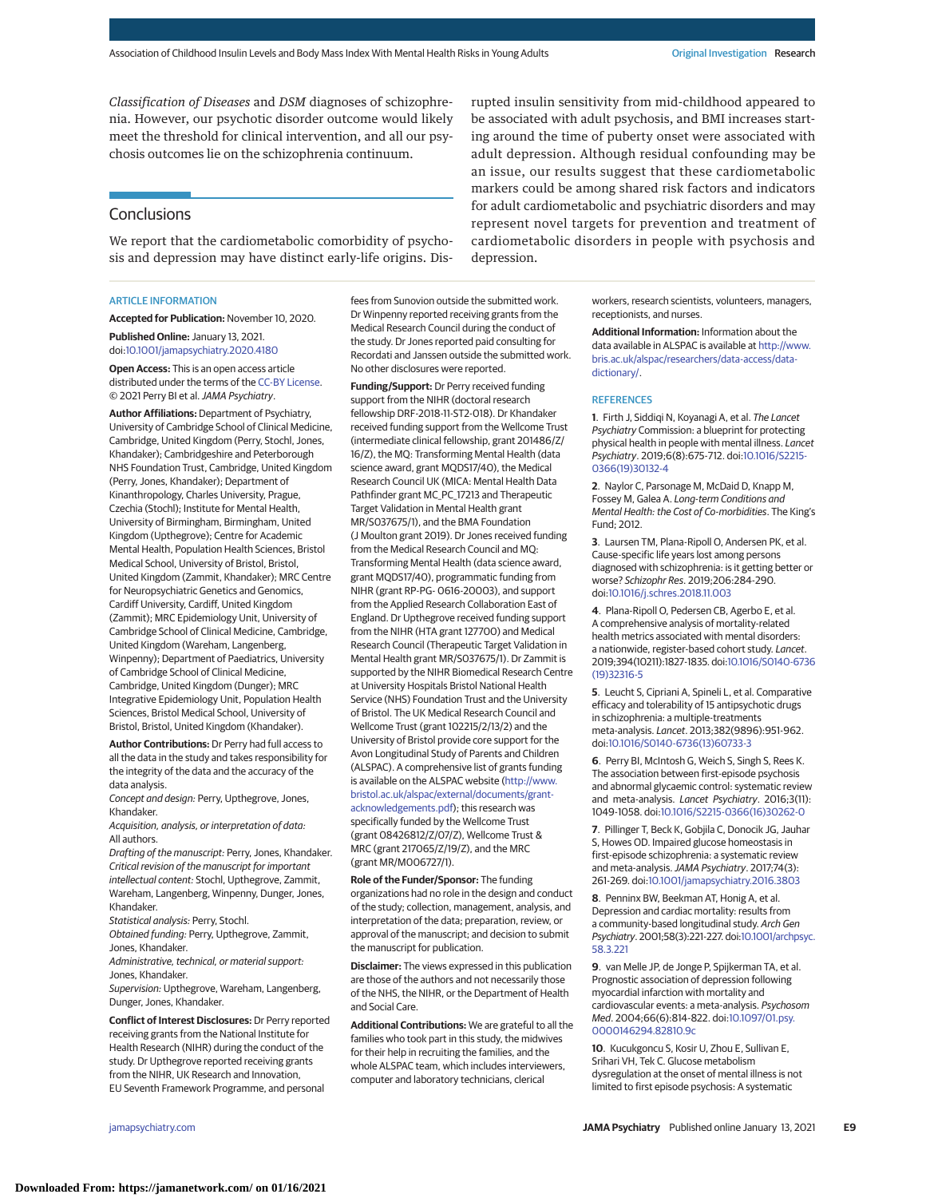*Classification of Diseases* and *DSM* diagnoses of schizophrenia. However, our psychotic disorder outcome would likely meet the threshold for clinical intervention, and all our psychosis outcomes lie on the schizophrenia continuum.

## Conclusions

We report that the cardiometabolic comorbidity of psychosis and depression may have distinct early-life origins. Disrupted insulin sensitivity from mid-childhood appeared to be associated with adult psychosis, and BMI increases starting around the time of puberty onset were associated with adult depression. Although residual confounding may be an issue, our results suggest that these cardiometabolic markers could be among shared risk factors and indicators for adult cardiometabolic and psychiatric disorders and may represent novel targets for prevention and treatment of cardiometabolic disorders in people with psychosis and depression.

### ARTICLE INFORMATION

**Accepted for Publication:** November 10, 2020.

**Published Online:** January 13, 2021. doi:10.1001/jamapsychiatry.2020.4180

**Open Access:** This is an open access article distributed under the terms of the CC-BY License. © 2021 Perry BI et al. *JAMA Psychiatry*.

**Author Affiliations:** Department of Psychiatry, University of Cambridge School of Clinical Medicine, Cambridge, United Kingdom (Perry, Stochl, Jones, Khandaker); Cambridgeshire and Peterborough NHS Foundation Trust, Cambridge, United Kingdom (Perry, Jones, Khandaker); Department of Kinanthropology, Charles University, Prague, Czechia (Stochl); Institute for Mental Health, University of Birmingham, Birmingham, United Kingdom (Upthegrove); Centre for Academic Mental Health, Population Health Sciences, Bristol Medical School, University of Bristol, Bristol, United Kingdom (Zammit, Khandaker); MRC Centre for Neuropsychiatric Genetics and Genomics, Cardiff University, Cardiff, United Kingdom (Zammit); MRC Epidemiology Unit, University of Cambridge School of Clinical Medicine, Cambridge, United Kingdom (Wareham, Langenberg, Winpenny); Department of Paediatrics, University of Cambridge School of Clinical Medicine, Cambridge, United Kingdom (Dunger); MRC Integrative Epidemiology Unit, Population Health Sciences, Bristol Medical School, University of Bristol, Bristol, United Kingdom (Khandaker).

**Author Contributions:** Dr Perry had full access to all the data in the study and takes responsibility for the integrity of the data and the accuracy of the data analysis.
*Concept and design:* Perry, Upthegrove, Jones, Khandaker.
*Acquisition, analysis, or interpretation of data:* All authors.
*Drafting of the manuscript:* Perry, Jones, Khandaker.
*Critical revision of the manuscript for important intellectual content:* Stochl, Upthegrove, Zammit, Wareham, Langenberg, Winpenny, Dunger, Jones, Khandaker.
*Statistical analysis:* Perry, Stochl.
*Obtained funding:* Perry, Upthegrove, Zammit, Jones, Khandaker.
*Administrative, technical, or material support:* Jones, Khandaker.
*Supervision:* Upthegrove, Wareham, Langenberg, Dunger, Jones, Khandaker.

**Conflict of Interest Disclosures:** Dr Perry reported receiving grants from the National Institute for Health Research (NIHR) during the conduct of the study. Dr Upthegrove reported receiving grants from the NIHR, UK Research and Innovation, EU Seventh Framework Programme, and personal fees from Sunovion outside the submitted work. Dr Winpenny reported receiving grants from the Medical Research Council during the conduct of the study. Dr Jones reported paid consulting for Recordati and Janssen outside the submitted work. No other disclosures were reported.

**Funding/Support:** Dr Perry received funding support from the NIHR (doctoral research fellowship DRF-2018-11-ST2-018). Dr Khandaker received funding support from the Wellcome Trust (intermediate clinical fellowship, grant 201486/Z/16/Z), the MQ: Transforming Mental Health (data science award, grant MQDS17/40), the Medical Research Council UK (MICA: Mental Health Data Pathfinder grant MC_PC_17213 and Therapeutic Target Validation in Mental Health grant MR/S037675/1), and the BMA Foundation (J Moulton grant 2019). Dr Jones received funding from the Medical Research Council and MQ: Transforming Mental Health (data science award, grant MQDS17/40), programmatic funding from NIHR (grant RP-PG- 0616-20003), and support from the Applied Research Collaboration East of England. Dr Upthegrove received funding support from the NIHR (HTA grant 127700) and Medical Research Council (Therapeutic Target Validation in Mental Health grant MR/S037675/1). Dr Zammit is supported by the NIHR Biomedical Research Centre at University Hospitals Bristol National Health Service (NHS) Foundation Trust and the University of Bristol. The UK Medical Research Council and Wellcome Trust (grant 102215/2/13/2) and the University of Bristol provide core support for the Avon Longitudinal Study of Parents and Children (ALSPAC). A comprehensive list of grants funding is available on the ALSPAC website (http://www.bristol.ac.uk/alspac/external/documents/grant-acknowledgements.pdf); this research was specifically funded by the Wellcome Trust (grant 08426812/Z/07/Z), Wellcome Trust & MRC (grant 217065/Z/19/Z), and the MRC (grant MR/M006727/1).

**Role of the Funder/Sponsor:** The funding organizations had no role in the design and conduct of the study; collection, management, analysis, and interpretation of the data; preparation, review, or approval of the manuscript; and decision to submit the manuscript for publication.

**Disclaimer:** The views expressed in this publication are those of the authors and not necessarily those of the NHS, the NIHR, or the Department of Health and Social Care.

**Additional Contributions:** We are grateful to all the families who took part in this study, the midwives for their help in recruiting the families, and the whole ALSPAC team, which includes interviewers, computer and laboratory technicians, clerical workers, research scientists, volunteers, managers, receptionists, and nurses.

**Additional Information:** Information about the data available in ALSPAC is available at http://www.bris.ac.uk/alspac/researchers/data-access/data-dictionary/.

### REFERENCES

1. Firth J, Siddiqi N, Koyanagi A, et al. *The Lancet Psychiatry* Commission: a blueprint for protecting physical health in people with mental illness. *Lancet Psychiatry*. 2019;6(8):675-712. doi:10.1016/S2215-0366(19)30132-4

2. Naylor C, Parsonage M, McDaid D, Knapp M, Fossey M, Galea A. *Long-term Conditions and Mental Health: the Cost of Co-morbidities*. The King's Fund; 2012.

3. Laursen TM, Plana-Ripoll O, Andersen PK, et al. Cause-specific life years lost among persons diagnosed with schizophrenia: is it getting better or worse? *Schizophr Res*. 2019;206:284-290. doi:10.1016/j.schres.2018.11.003

4. Plana-Ripoll O, Pedersen CB, Agerbo E, et al. A comprehensive analysis of mortality-related health metrics associated with mental disorders: a nationwide, register-based cohort study. *Lancet*. 2019;394(10211):1827-1835. doi:10.1016/S0140-6736(19)32316-5

5. Leucht S, Cipriani A, Spineli L, et al. Comparative efficacy and tolerability of 15 antipsychotic drugs in schizophrenia: a multiple-treatments meta-analysis. *Lancet*. 2013;382(9896):951-962. doi:10.1016/S0140-6736(13)60733-3

6. Perry BI, McIntosh G, Weich S, Singh S, Rees K. The association between first-episode psychosis and abnormal glycaemic control: systematic review and meta-analysis. *Lancet Psychiatry*. 2016;3(11):1049-1058. doi:10.1016/S2215-0366(16)30262-0

7. Pillinger T, Beck K, Gobjila C, Donocik JG, Jauhar S, Howes OD. Impaired glucose homeostasis in first-episode schizophrenia: a systematic review and meta-analysis. *JAMA Psychiatry*. 2017;74(3):261-269. doi:10.1001/jamapsychiatry.2016.3803

8. Penninx BW, Beekman AT, Honig A, et al. Depression and cardiac mortality: results from a community-based longitudinal study. *Arch Gen Psychiatry*. 2001;58(3):221-227. doi:10.1001/archpsyc.58.3.221

9. van Melle JP, de Jonge P, Spijkerman TA, et al. Prognostic association of depression following myocardial infarction with mortality and cardiovascular events: a meta-analysis. *Psychosom Med*. 2004;66(6):814-822. doi:10.1097/01.psy.0000146294.82810.9c

10. Kucukgoncu S, Kosir U, Zhou E, Sullivan E, Srihari VH, Tek C. Glucose metabolism dysregulation at the onset of mental illness is not limited to first episode psychosis: A systematic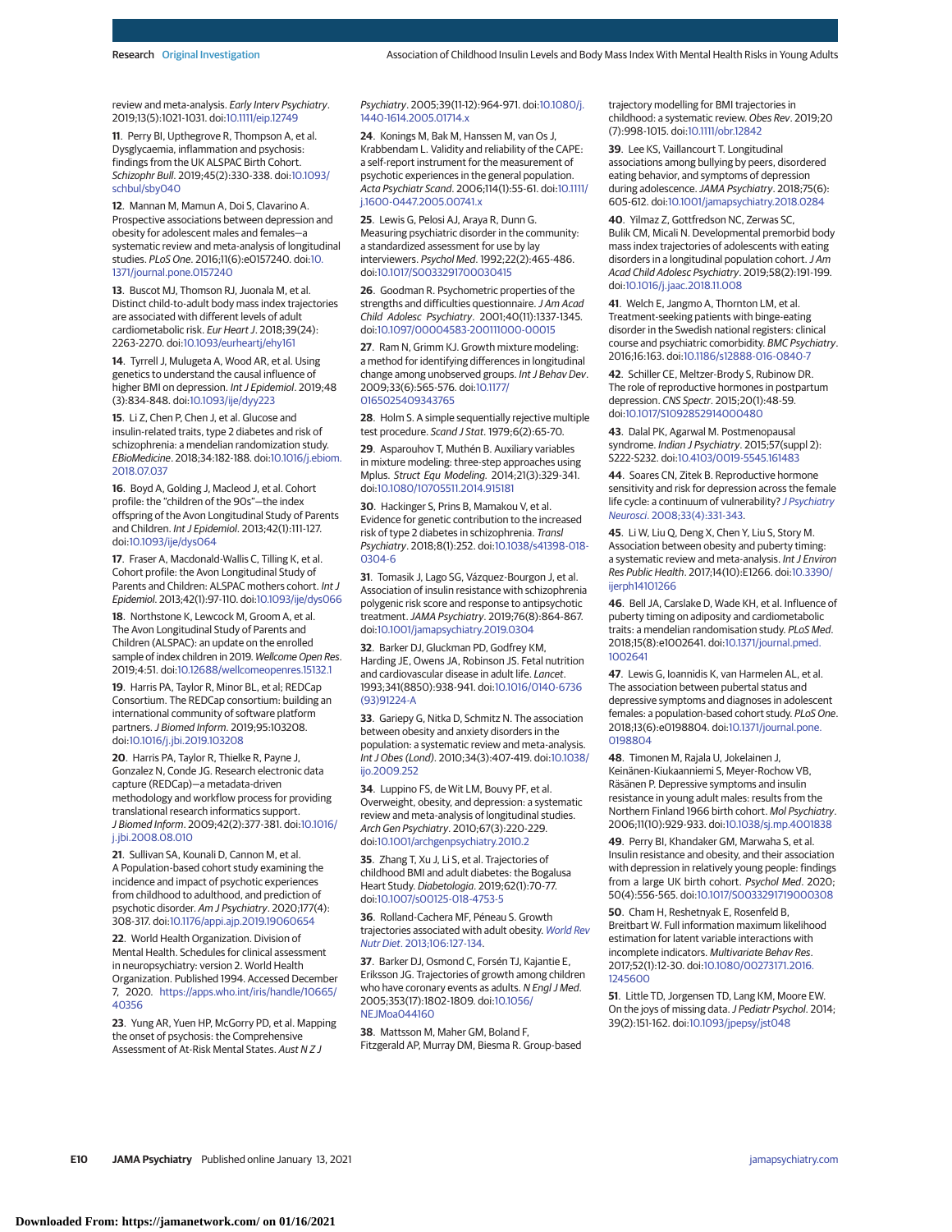review and meta-analysis. *Early Interv Psychiatry*. 2019;13(5):1021-1031. doi:10.1111/eip.12749

11. Perry BI, Upthegrove R, Thompson A, et al. Dysglycaemia, inflammation and psychosis: findings from the UK ALSPAC Birth Cohort. *Schizophr Bull*. 2019;45(2):330-338. doi:10.1093/schbul/sby040

12. Mannan M, Mamun A, Doi S, Clavarino A. Prospective associations between depression and obesity for adolescent males and females—a systematic review and meta-analysis of longitudinal studies. *PLoS One*. 2016;11(6):e0157240. doi:10.1371/journal.pone.0157240

13. Buscot MJ, Thomson RJ, Juonala M, et al. Distinct child-to-adult body mass index trajectories are associated with different levels of adult cardiometabolic risk. *Eur Heart J*. 2018;39(24):2263-2270. doi:10.1093/eurheartj/ehy161

14. Tyrrell J, Mulugeta A, Wood AR, et al. Using genetics to understand the causal influence of higher BMI on depression. *Int J Epidemiol*. 2019;48(3):834-848. doi:10.1093/ije/dyy223

15. Li Z, Chen P, Chen J, et al. Glucose and insulin-related traits, type 2 diabetes and risk of schizophrenia: a mendelian randomization study. *EBioMedicine*. 2018;34:182-188. doi:10.1016/j.ebiom.2018.07.037

16. Boyd A, Golding J, Macleod J, et al. Cohort profile: the "children of the 90s"—the index offspring of the Avon Longitudinal Study of Parents and Children. *Int J Epidemiol*. 2013;42(1):111-127. doi:10.1093/ije/dys064

17. Fraser A, Macdonald-Wallis C, Tilling K, et al. Cohort profile: the Avon Longitudinal Study of Parents and Children: ALSPAC mothers cohort. *Int J Epidemiol*. 2013;42(1):97-110. doi:10.1093/ije/dys066

18. Northstone K, Lewcock M, Groom A, et al. The Avon Longitudinal Study of Parents and Children (ALSPAC): an update on the enrolled sample of index children in 2019. *Wellcome Open Res*. 2019;4:51. doi:10.12688/wellcomeopenres.15132.1

19. Harris PA, Taylor R, Minor BL, et al; REDCap Consortium. The REDCap consortium: building an international community of software platform partners. *J Biomed Inform*. 2019;95:103208. doi:10.1016/j.jbi.2019.103208

20. Harris PA, Taylor R, Thielke R, Payne J, Gonzalez N, Conde JG. Research electronic data capture (REDCap)—a metadata-driven methodology and workflow process for providing translational research informatics support. *J Biomed Inform*. 2009;42(2):377-381. doi:10.1016/j.jbi.2008.08.010

21. Sullivan SA, Kounali D, Cannon M, et al. A Population-based cohort study examining the incidence and impact of psychotic experiences from childhood to adulthood, and prediction of psychotic disorder. *Am J Psychiatry*. 2020;177(4):308-317. doi:10.1176/appi.ajp.2019.19060654

22. World Health Organization. Division of Mental Health. Schedules for clinical assessment in neuropsychiatry: version 2. World Health Organization. Published 1994. Accessed December 7, 2020. https://apps.who.int/iris/handle/10665/40356

23. Yung AR, Yuen HP, McGorry PD, et al. Mapping the onset of psychosis: the Comprehensive Assessment of At-Risk Mental States. *Aust N Z J Psychiatry*. 2005;39(11-12):964-971. doi:10.1080/j.1440-1614.2005.01714.x

24. Konings M, Bak M, Hanssen M, van Os J, Krabbendam L. Validity and reliability of the CAPE: a self-report instrument for the measurement of psychotic experiences in the general population. *Acta Psychiatr Scand*. 2006;114(1):55-61. doi:10.1111/j.1600-0447.2005.00741.x

25. Lewis G, Pelosi AJ, Araya R, Dunn G. Measuring psychiatric disorder in the community: a standardized assessment for use by lay interviewers. *Psychol Med*. 1992;22(2):465-486. doi:10.1017/S0033291700030415

26. Goodman R. Psychometric properties of the strengths and difficulties questionnaire. *J Am Acad Child Adolesc Psychiatry*. 2001;40(11):1337-1345. doi:10.1097/00004583-200111000-00015

27. Ram N, Grimm KJ. Growth mixture modeling: a method for identifying differences in longitudinal change among unobserved groups. *Int J Behav Dev*. 2009;33(6):565-576. doi:10.1177/0165025409343765

28. Holm S. A simple sequentially rejective multiple test procedure. *Scand J Stat*. 1979;6(2):65-70.

29. Asparouhov T, Muthén B. Auxiliary variables in mixture modeling: three-step approaches using Mplus. *Struct Equ Modeling*. 2014;21(3):329-341. doi:10.1080/10705511.2014.915181

30. Hackinger S, Prins B, Mamakou V, et al. Evidence for genetic contribution to the increased risk of type 2 diabetes in schizophrenia. *Transl Psychiatry*. 2018;8(1):252. doi:10.1038/s41398-018-0304-6

31. Tomasik J, Lago SG, Vázquez-Bourgon J, et al. Association of insulin resistance with schizophrenia polygenic risk score and response to antipsychotic treatment. *JAMA Psychiatry*. 2019;76(8):864-867. doi:10.1001/jamapsychiatry.2019.0304

32. Barker DJ, Gluckman PD, Godfrey KM, Harding JE, Owens JA, Robinson JS. Fetal nutrition and cardiovascular disease in adult life. *Lancet*. 1993;341(8850):938-941. doi:10.1016/0140-6736(93)91224-A

33. Gariepy G, Nitka D, Schmitz N. The association between obesity and anxiety disorders in the population: a systematic review and meta-analysis. *Int J Obes (Lond)*. 2010;34(3):407-419. doi:10.1038/ijo.2009.252

34. Luppino FS, de Wit LM, Bouvy PF, et al. Overweight, obesity, and depression: a systematic review and meta-analysis of longitudinal studies. *Arch Gen Psychiatry*. 2010;67(3):220-229. doi:10.1001/archgenpsychiatry.2010.2

35. Zhang T, Xu J, Li S, et al. Trajectories of childhood BMI and adult diabetes: the Bogalusa Heart Study. *Diabetologia*. 2019;62(1):70-77. doi:10.1007/s00125-018-4753-5

36. Rolland-Cachera MF, Péneau S. Growth trajectories associated with adult obesity. *World Rev Nutr Diet*. 2013;106:127-134.

37. Barker DJ, Osmond C, Forsén TJ, Kajantie E, Eriksson JG. Trajectories of growth among children who have coronary events as adults. *N Engl J Med*. 2005;353(17):1802-1809. doi:10.1056/NEJMoa044160

38. Mattsson M, Maher GM, Boland F, Fitzgerald AP, Murray DM, Biesma R. Group-based trajectory modelling for BMI trajectories in childhood: a systematic review. *Obes Rev*. 2019;20(7):998-1015. doi:10.1111/obr.12842

39. Lee KS, Vaillancourt T. Longitudinal associations among bullying by peers, disordered eating behavior, and symptoms of depression during adolescence. *JAMA Psychiatry*. 2018;75(6):605-612. doi:10.1001/jamapsychiatry.2018.0284

40. Yilmaz Z, Gottfredson NC, Zerwas SC, Bulik CM, Micali N. Developmental premorbid body mass index trajectories of adolescents with eating disorders in a longitudinal population cohort. *J Am Acad Child Adolesc Psychiatry*. 2019;58(2):191-199. doi:10.1016/j.jaac.2018.11.008

41. Welch E, Jangmo A, Thornton LM, et al. Treatment-seeking patients with binge-eating disorder in the Swedish national registers: clinical course and psychiatric comorbidity. *BMC Psychiatry*. 2016;16:163. doi:10.1186/s12888-016-0840-7

42. Schiller CE, Meltzer-Brody S, Rubinow DR. The role of reproductive hormones in postpartum depression. *CNS Spectr*. 2015;20(1):48-59. doi:10.1017/S1092852914000480

43. Dalal PK, Agarwal M. Postmenopausal syndrome. *Indian J Psychiatry*. 2015;57(suppl 2):S222-S232. doi:10.4103/0019-5545.161483

44. Soares CN, Zitek B. Reproductive hormone sensitivity and risk for depression across the female life cycle: a continuum of vulnerability? *J Psychiatry Neurosci*. 2008;33(4):331-343.

45. Li W, Liu Q, Deng X, Chen Y, Liu S, Story M. Association between obesity and puberty timing: a systematic review and meta-analysis. *Int J Environ Res Public Health*. 2017;14(10):E1266. doi:10.3390/ijerph14101266

46. Bell JA, Carslake D, Wade KH, et al. Influence of puberty timing on adiposity and cardiometabolic traits: a mendelian randomisation study. *PLoS Med*. 2018;15(8):e1002641. doi:10.1371/journal.pmed.1002641

47. Lewis G, Ioannidis K, van Harmelen AL, et al. The association between pubertal status and depressive symptoms and diagnoses in adolescent females: a population-based cohort study. *PLoS One*. 2018;13(6):e0198804. doi:10.1371/journal.pone.0198804

48. Timonen M, Rajala U, Jokelainen J, Keinänen-Kiukaanniemi S, Meyer-Rochow VB, Räsänen P. Depressive symptoms and insulin resistance in young adult males: results from the Northern Finland 1966 birth cohort. *Mol Psychiatry*. 2006;11(10):929-933. doi:10.1038/sj.mp.4001838

49. Perry BI, Khandaker GM, Marwaha S, et al. Insulin resistance and obesity, and their association with depression in relatively young people: findings from a large UK birth cohort. *Psychol Med*. 2020;50(4):556-565. doi:10.1017/S0033291719000308

50. Cham H, Reshetnyak E, Rosenfeld B, Breitbart W. Full information maximum likelihood estimation for latent variable interactions with incomplete indicators. *Multivariate Behav Res*. 2017;52(1):12-30. doi:10.1080/00273171.2016.1245600

51. Little TD, Jorgensen TD, Lang KM, Moore EW. On the joys of missing data. *J Pediatr Psychol*. 2014;39(2):151-162. doi:10.1093/jpepsy/jst048